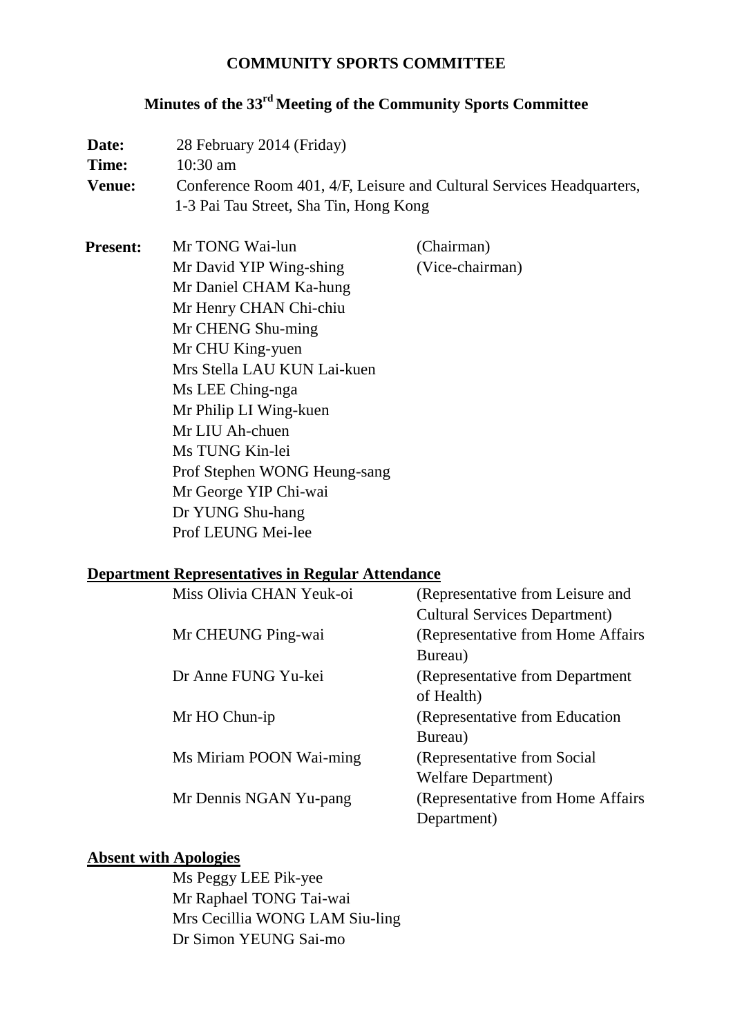# COMMUNITY SPORTS COMMITTEE

## Minutes of the 33rd Meeting of the Community Sports Committee

**Date:** 28 February 2014 (Friday)

**Time:** 10:30 am

**Venue:** Conference Room 401, 4/F, Leisure and Cultural Services Headquarters, 1-3 Pai Tau Street, Sha Tin, Hong Kong

**Present:**

| | |
|---|---|
| Mr TONG Wai-lun | (Chairman) |
| Mr David YIP Wing-shing | (Vice-chairman) |
| Mr Daniel CHAM Ka-hung | |
| Mr Henry CHAN Chi-chiu | |
| Mr CHENG Shu-ming | |
| Mr CHU King-yuen | |
| Mrs Stella LAU KUN Lai-kuen | |
| Ms LEE Ching-nga | |
| Mr Philip LI Wing-kuen | |
| Mr LIU Ah-chuen | |
| Ms TUNG Kin-lei | |
| Prof Stephen WONG Heung-sang | |
| Mr George YIP Chi-wai | |
| Dr YUNG Shu-hang | |
| Prof LEUNG Mei-lee | |

**Department Representatives in Regular Attendance**

| | |
|---|---|
| Miss Olivia CHAN Yeuk-oi | (Representative from Leisure and Cultural Services Department) |
| Mr CHEUNG Ping-wai | (Representative from Home Affairs Bureau) |
| Dr Anne FUNG Yu-kei | (Representative from Department of Health) |
| Mr HO Chun-ip | (Representative from Education Bureau) |
| Ms Miriam POON Wai-ming | (Representative from Social Welfare Department) |
| Mr Dennis NGAN Yu-pang | (Representative from Home Affairs Department) |

**Absent with Apologies**

Ms Peggy LEE Pik-yee
Mr Raphael TONG Tai-wai
Mrs Cecillia WONG LAM Siu-ling
Dr Simon YEUNG Sai-mo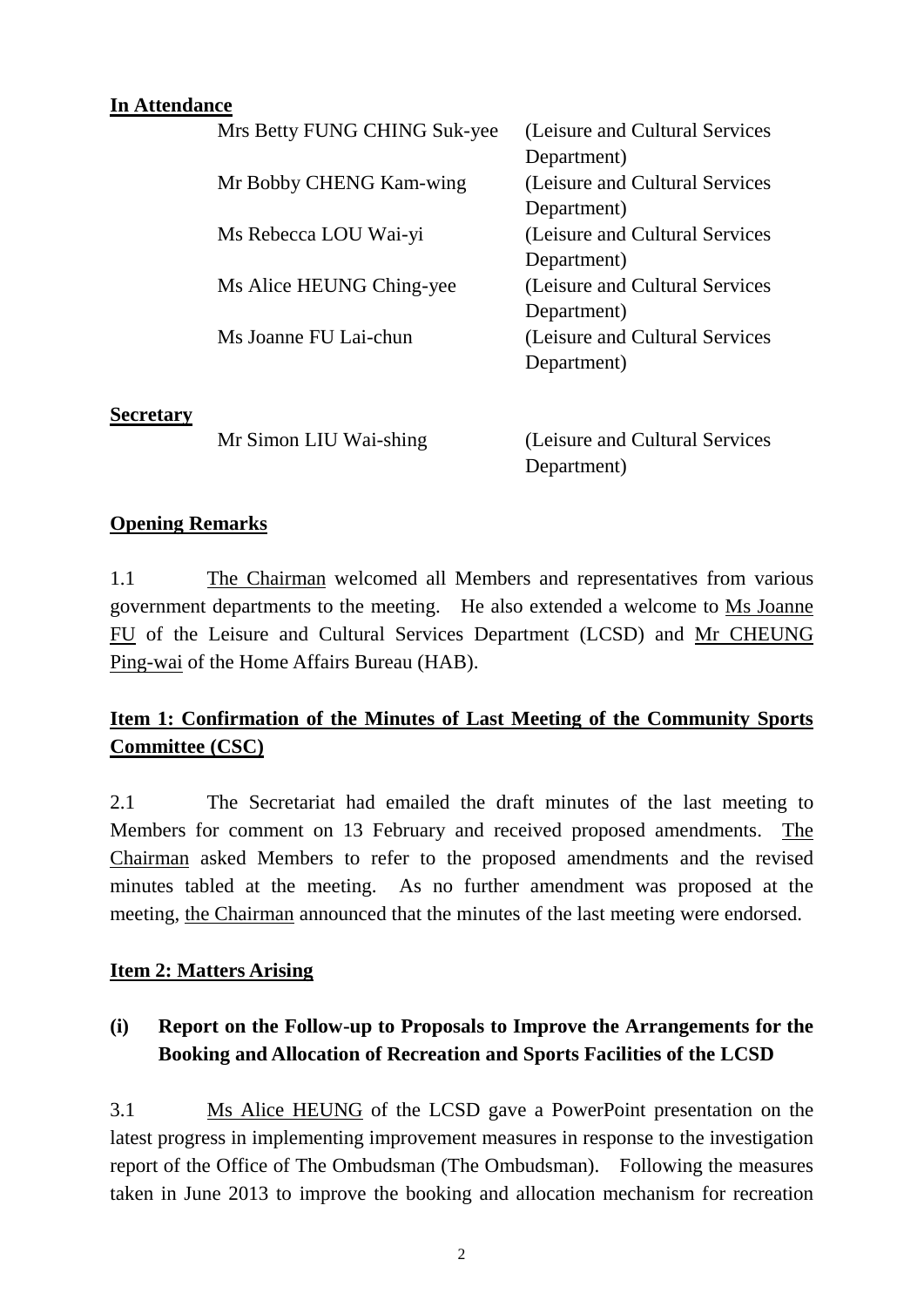**In Attendance**

| | |
|---|---|
| Mrs Betty FUNG CHING Suk-yee | (Leisure and Cultural Services Department) |
| Mr Bobby CHENG Kam-wing | (Leisure and Cultural Services Department) |
| Ms Rebecca LOU Wai-yi | (Leisure and Cultural Services Department) |
| Ms Alice HEUNG Ching-yee | (Leisure and Cultural Services Department) |
| Ms Joanne FU Lai-chun | (Leisure and Cultural Services Department) |

**Secretary**

| | |
|---|---|
| Mr Simon LIU Wai-shing | (Leisure and Cultural Services Department) |

**Opening Remarks**

1.1 The Chairman welcomed all Members and representatives from various government departments to the meeting. He also extended a welcome to Ms Joanne FU of the Leisure and Cultural Services Department (LCSD) and Mr CHEUNG Ping-wai of the Home Affairs Bureau (HAB).

**Item 1: Confirmation of the Minutes of Last Meeting of the Community Sports Committee (CSC)**

2.1 The Secretariat had emailed the draft minutes of the last meeting to Members for comment on 13 February and received proposed amendments. The Chairman asked Members to refer to the proposed amendments and the revised minutes tabled at the meeting. As no further amendment was proposed at the meeting, the Chairman announced that the minutes of the last meeting were endorsed.

**Item 2: Matters Arising**

**(i) Report on the Follow-up to Proposals to Improve the Arrangements for the Booking and Allocation of Recreation and Sports Facilities of the LCSD**

3.1 Ms Alice HEUNG of the LCSD gave a PowerPoint presentation on the latest progress in implementing improvement measures in response to the investigation report of the Office of The Ombudsman (The Ombudsman). Following the measures taken in June 2013 to improve the booking and allocation mechanism for recreation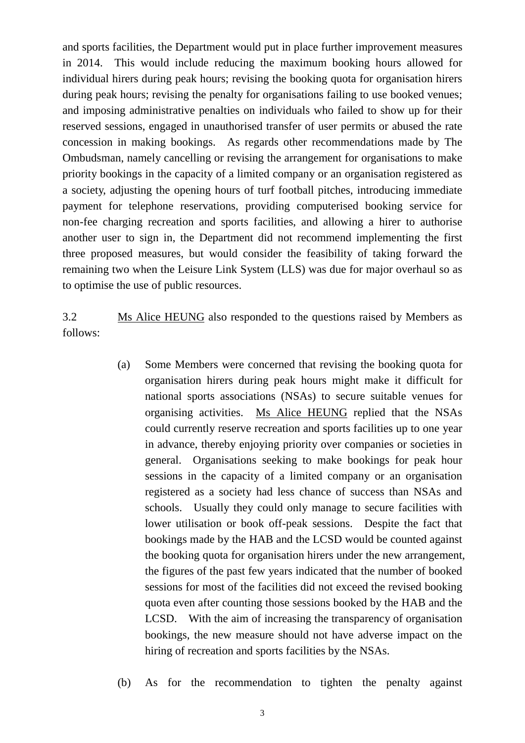and sports facilities, the Department would put in place further improvement measures in 2014. This would include reducing the maximum booking hours allowed for individual hirers during peak hours; revising the booking quota for organisation hirers during peak hours; revising the penalty for organisations failing to use booked venues; and imposing administrative penalties on individuals who failed to show up for their reserved sessions, engaged in unauthorised transfer of user permits or abused the rate concession in making bookings. As regards other recommendations made by The Ombudsman, namely cancelling or revising the arrangement for organisations to make priority bookings in the capacity of a limited company or an organisation registered as a society, adjusting the opening hours of turf football pitches, introducing immediate payment for telephone reservations, providing computerised booking service for non-fee charging recreation and sports facilities, and allowing a hirer to authorise another user to sign in, the Department did not recommend implementing the first three proposed measures, but would consider the feasibility of taking forward the remaining two when the Leisure Link System (LLS) was due for major overhaul so as to optimise the use of public resources.

3.2 Ms Alice HEUNG also responded to the questions raised by Members as follows:

(a) Some Members were concerned that revising the booking quota for organisation hirers during peak hours might make it difficult for national sports associations (NSAs) to secure suitable venues for organising activities. Ms Alice HEUNG replied that the NSAs could currently reserve recreation and sports facilities up to one year in advance, thereby enjoying priority over companies or societies in general. Organisations seeking to make bookings for peak hour sessions in the capacity of a limited company or an organisation registered as a society had less chance of success than NSAs and schools. Usually they could only manage to secure facilities with lower utilisation or book off-peak sessions. Despite the fact that bookings made by the HAB and the LCSD would be counted against the booking quota for organisation hirers under the new arrangement, the figures of the past few years indicated that the number of booked sessions for most of the facilities did not exceed the revised booking quota even after counting those sessions booked by the HAB and the LCSD. With the aim of increasing the transparency of organisation bookings, the new measure should not have adverse impact on the hiring of recreation and sports facilities by the NSAs.

(b) As for the recommendation to tighten the penalty against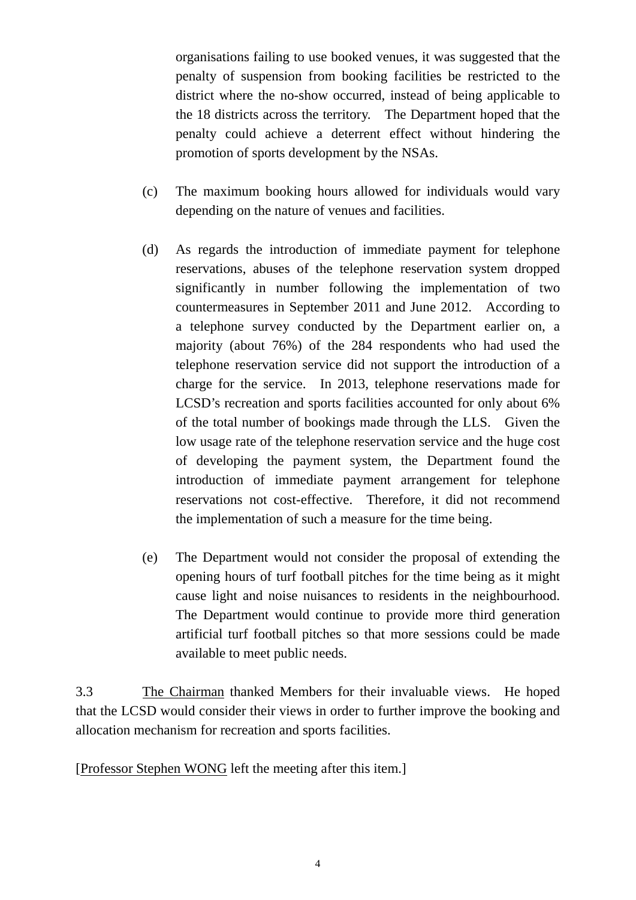organisations failing to use booked venues, it was suggested that the penalty of suspension from booking facilities be restricted to the district where the no-show occurred, instead of being applicable to the 18 districts across the territory. The Department hoped that the penalty could achieve a deterrent effect without hindering the promotion of sports development by the NSAs.

(c) The maximum booking hours allowed for individuals would vary depending on the nature of venues and facilities.

(d) As regards the introduction of immediate payment for telephone reservations, abuses of the telephone reservation system dropped significantly in number following the implementation of two countermeasures in September 2011 and June 2012. According to a telephone survey conducted by the Department earlier on, a majority (about 76%) of the 284 respondents who had used the telephone reservation service did not support the introduction of a charge for the service. In 2013, telephone reservations made for LCSD's recreation and sports facilities accounted for only about 6% of the total number of bookings made through the LLS. Given the low usage rate of the telephone reservation service and the huge cost of developing the payment system, the Department found the introduction of immediate payment arrangement for telephone reservations not cost-effective. Therefore, it did not recommend the implementation of such a measure for the time being.

(e) The Department would not consider the proposal of extending the opening hours of turf football pitches for the time being as it might cause light and noise nuisances to residents in the neighbourhood. The Department would continue to provide more third generation artificial turf football pitches so that more sessions could be made available to meet public needs.

3.3 The Chairman thanked Members for their invaluable views. He hoped that the LCSD would consider their views in order to further improve the booking and allocation mechanism for recreation and sports facilities.

[Professor Stephen WONG left the meeting after this item.]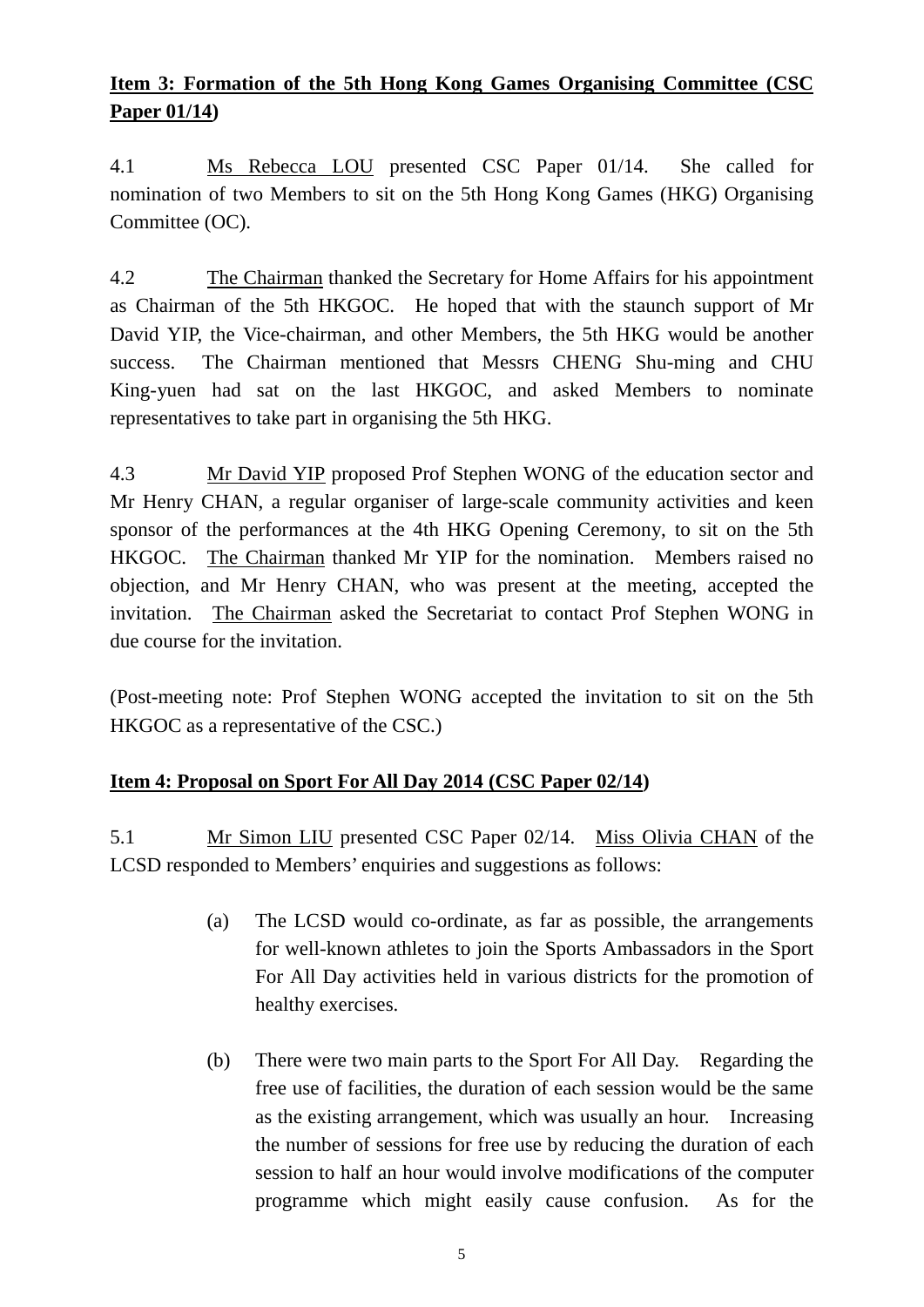**Item 3: Formation of the 5th Hong Kong Games Organising Committee (CSC Paper 01/14)**

4.1 Ms Rebecca LOU presented CSC Paper 01/14. She called for nomination of two Members to sit on the 5th Hong Kong Games (HKG) Organising Committee (OC).

4.2 The Chairman thanked the Secretary for Home Affairs for his appointment as Chairman of the 5th HKGOC. He hoped that with the staunch support of Mr David YIP, the Vice-chairman, and other Members, the 5th HKG would be another success. The Chairman mentioned that Messrs CHENG Shu-ming and CHU King-yuen had sat on the last HKGOC, and asked Members to nominate representatives to take part in organising the 5th HKG.

4.3 Mr David YIP proposed Prof Stephen WONG of the education sector and Mr Henry CHAN, a regular organiser of large-scale community activities and keen sponsor of the performances at the 4th HKG Opening Ceremony, to sit on the 5th HKGOC. The Chairman thanked Mr YIP for the nomination. Members raised no objection, and Mr Henry CHAN, who was present at the meeting, accepted the invitation. The Chairman asked the Secretariat to contact Prof Stephen WONG in due course for the invitation.

(Post-meeting note: Prof Stephen WONG accepted the invitation to sit on the 5th HKGOC as a representative of the CSC.)

**Item 4: Proposal on Sport For All Day 2014 (CSC Paper 02/14)**

5.1 Mr Simon LIU presented CSC Paper 02/14. Miss Olivia CHAN of the LCSD responded to Members' enquiries and suggestions as follows:

(a) The LCSD would co-ordinate, as far as possible, the arrangements for well-known athletes to join the Sports Ambassadors in the Sport For All Day activities held in various districts for the promotion of healthy exercises.

(b) There were two main parts to the Sport For All Day. Regarding the free use of facilities, the duration of each session would be the same as the existing arrangement, which was usually an hour. Increasing the number of sessions for free use by reducing the duration of each session to half an hour would involve modifications of the computer programme which might easily cause confusion. As for the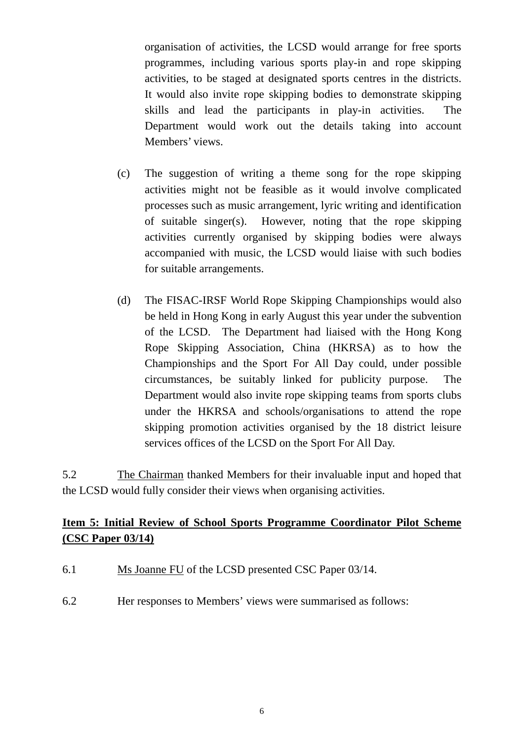organisation of activities, the LCSD would arrange for free sports programmes, including various sports play-in and rope skipping activities, to be staged at designated sports centres in the districts. It would also invite rope skipping bodies to demonstrate skipping skills and lead the participants in play-in activities. The Department would work out the details taking into account Members' views.

(c) The suggestion of writing a theme song for the rope skipping activities might not be feasible as it would involve complicated processes such as music arrangement, lyric writing and identification of suitable singer(s). However, noting that the rope skipping activities currently organised by skipping bodies were always accompanied with music, the LCSD would liaise with such bodies for suitable arrangements.

(d) The FISAC-IRSF World Rope Skipping Championships would also be held in Hong Kong in early August this year under the subvention of the LCSD. The Department had liaised with the Hong Kong Rope Skipping Association, China (HKRSA) as to how the Championships and the Sport For All Day could, under possible circumstances, be suitably linked for publicity purpose. The Department would also invite rope skipping teams from sports clubs under the HKRSA and schools/organisations to attend the rope skipping promotion activities organised by the 18 district leisure services offices of the LCSD on the Sport For All Day.

5.2 The Chairman thanked Members for their invaluable input and hoped that the LCSD would fully consider their views when organising activities.

**Item 5: Initial Review of School Sports Programme Coordinator Pilot Scheme (CSC Paper 03/14)**

6.1 Ms Joanne FU of the LCSD presented CSC Paper 03/14.

6.2 Her responses to Members' views were summarised as follows: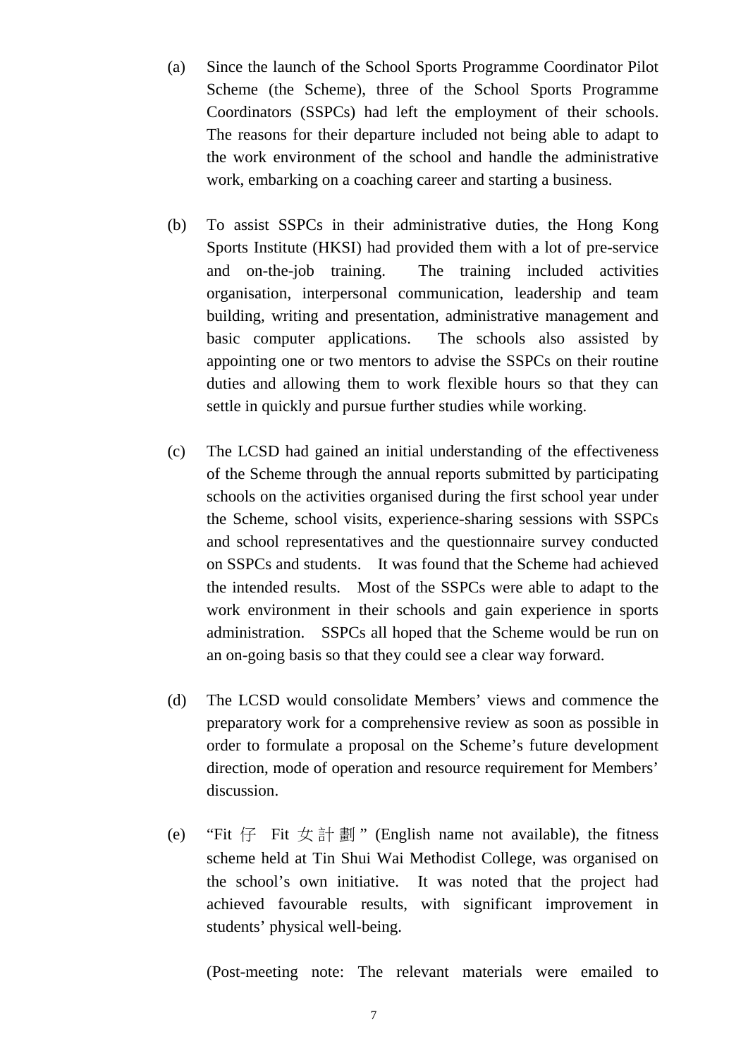(a) Since the launch of the School Sports Programme Coordinator Pilot Scheme (the Scheme), three of the School Sports Programme Coordinators (SSPCs) had left the employment of their schools. The reasons for their departure included not being able to adapt to the work environment of the school and handle the administrative work, embarking on a coaching career and starting a business.

(b) To assist SSPCs in their administrative duties, the Hong Kong Sports Institute (HKSI) had provided them with a lot of pre-service and on-the-job training. The training included activities organisation, interpersonal communication, leadership and team building, writing and presentation, administrative management and basic computer applications. The schools also assisted by appointing one or two mentors to advise the SSPCs on their routine duties and allowing them to work flexible hours so that they can settle in quickly and pursue further studies while working.

(c) The LCSD had gained an initial understanding of the effectiveness of the Scheme through the annual reports submitted by participating schools on the activities organised during the first school year under the Scheme, school visits, experience-sharing sessions with SSPCs and school representatives and the questionnaire survey conducted on SSPCs and students. It was found that the Scheme had achieved the intended results. Most of the SSPCs were able to adapt to the work environment in their schools and gain experience in sports administration. SSPCs all hoped that the Scheme would be run on an on-going basis so that they could see a clear way forward.

(d) The LCSD would consolidate Members' views and commence the preparatory work for a comprehensive review as soon as possible in order to formulate a proposal on the Scheme's future development direction, mode of operation and resource requirement for Members' discussion.

(e) "Fit 仔 Fit 女計劃" (English name not available), the fitness scheme held at Tin Shui Wai Methodist College, was organised on the school's own initiative. It was noted that the project had achieved favourable results, with significant improvement in students' physical well-being.

(Post-meeting note: The relevant materials were emailed to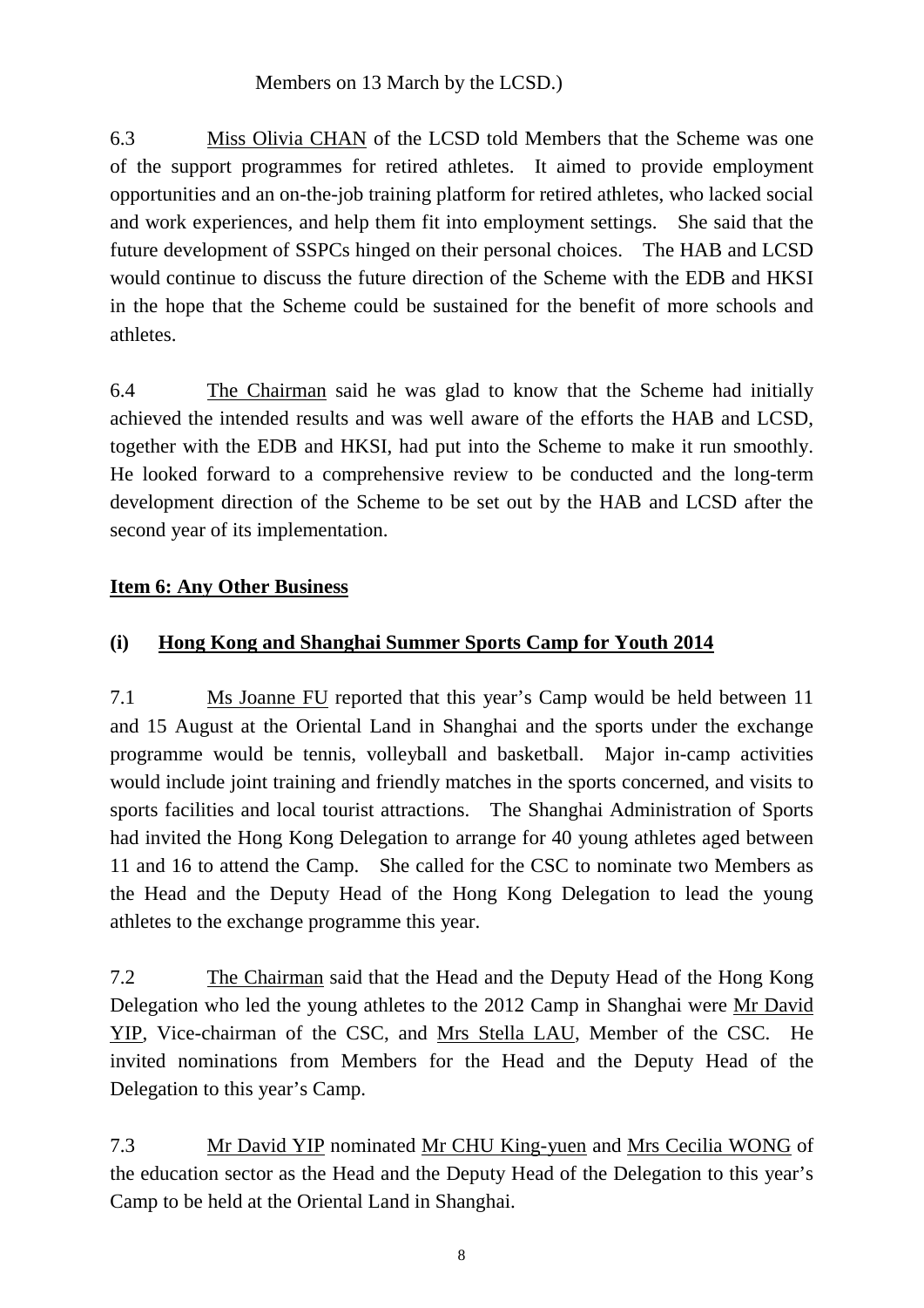Members on 13 March by the LCSD.)

6.3 Miss Olivia CHAN of the LCSD told Members that the Scheme was one of the support programmes for retired athletes. It aimed to provide employment opportunities and an on-the-job training platform for retired athletes, who lacked social and work experiences, and help them fit into employment settings. She said that the future development of SSPCs hinged on their personal choices. The HAB and LCSD would continue to discuss the future direction of the Scheme with the EDB and HKSI in the hope that the Scheme could be sustained for the benefit of more schools and athletes.

6.4 The Chairman said he was glad to know that the Scheme had initially achieved the intended results and was well aware of the efforts the HAB and LCSD, together with the EDB and HKSI, had put into the Scheme to make it run smoothly. He looked forward to a comprehensive review to be conducted and the long-term development direction of the Scheme to be set out by the HAB and LCSD after the second year of its implementation.

**Item 6: Any Other Business**

**(i) Hong Kong and Shanghai Summer Sports Camp for Youth 2014**

7.1 Ms Joanne FU reported that this year's Camp would be held between 11 and 15 August at the Oriental Land in Shanghai and the sports under the exchange programme would be tennis, volleyball and basketball. Major in-camp activities would include joint training and friendly matches in the sports concerned, and visits to sports facilities and local tourist attractions. The Shanghai Administration of Sports had invited the Hong Kong Delegation to arrange for 40 young athletes aged between 11 and 16 to attend the Camp. She called for the CSC to nominate two Members as the Head and the Deputy Head of the Hong Kong Delegation to lead the young athletes to the exchange programme this year.

7.2 The Chairman said that the Head and the Deputy Head of the Hong Kong Delegation who led the young athletes to the 2012 Camp in Shanghai were Mr David YIP, Vice-chairman of the CSC, and Mrs Stella LAU, Member of the CSC. He invited nominations from Members for the Head and the Deputy Head of the Delegation to this year's Camp.

7.3 Mr David YIP nominated Mr CHU King-yuen and Mrs Cecilia WONG of the education sector as the Head and the Deputy Head of the Delegation to this year's Camp to be held at the Oriental Land in Shanghai.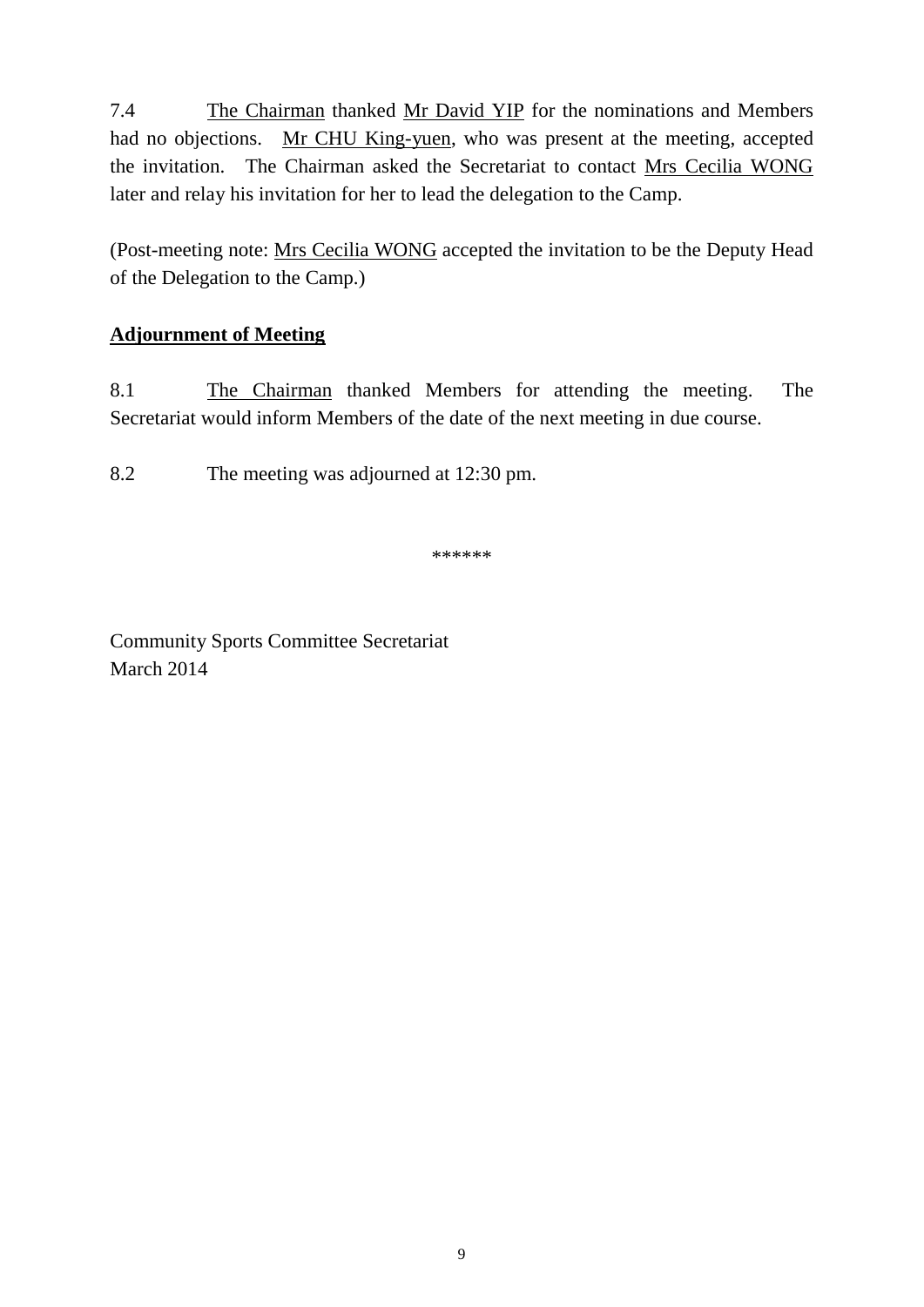7.4 The Chairman thanked Mr David YIP for the nominations and Members had no objections. Mr CHU King-yuen, who was present at the meeting, accepted the invitation. The Chairman asked the Secretariat to contact Mrs Cecilia WONG later and relay his invitation for her to lead the delegation to the Camp.

(Post-meeting note: Mrs Cecilia WONG accepted the invitation to be the Deputy Head of the Delegation to the Camp.)

**Adjournment of Meeting**

8.1 The Chairman thanked Members for attending the meeting. The Secretariat would inform Members of the date of the next meeting in due course.

8.2 The meeting was adjourned at 12:30 pm.

******

Community Sports Committee Secretariat
March 2014